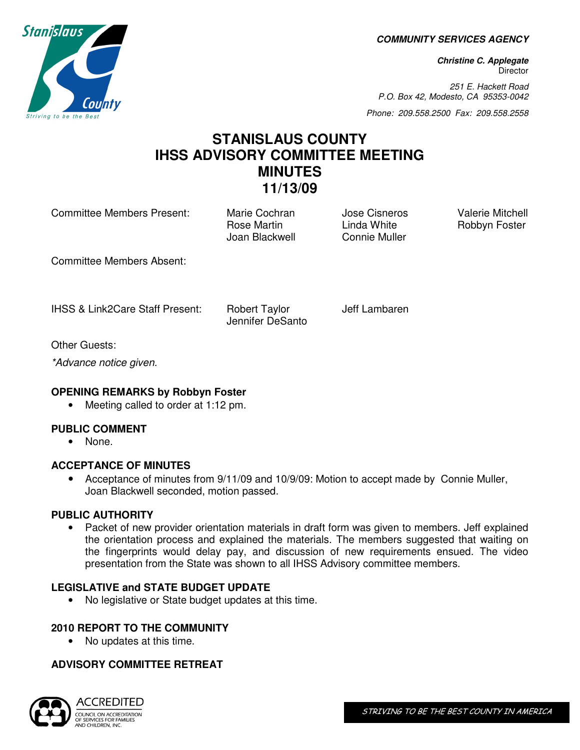**COMMUNITY SERVICES AGENCY**

***Christine C. Applegate***
Director

*251 E. Hackett Road*
*P.O. Box 42, Modesto, CA 95353-0042*

*Phone: 209.558.2500 Fax: 209.558.2558*

# STANISLAUS COUNTY
# IHSS ADVISORY COMMITTEE MEETING
# MINUTES
# 11/13/09

| Committee Members Present: | Marie Cochran | Jose Cisneros | Valerie Mitchell |
|---|---|---|---|
| | Rose Martin | Linda White | Robbyn Foster |
| | Joan Blackwell | Connie Muller | |

Committee Members Absent:

| IHSS & Link2Care Staff Present: | Robert Taylor | Jeff Lambaren |
|---|---|---|
| | Jennifer DeSanto | |

Other Guests:

*\*Advance notice given.*

**OPENING REMARKS by Robbyn Foster**

- Meeting called to order at 1:12 pm.

**PUBLIC COMMENT**

- None.

**ACCEPTANCE OF MINUTES**

- Acceptance of minutes from 9/11/09 and 10/9/09: Motion to accept made by Connie Muller, Joan Blackwell seconded, motion passed.

**PUBLIC AUTHORITY**

- Packet of new provider orientation materials in draft form was given to members. Jeff explained the orientation process and explained the materials. The members suggested that waiting on the fingerprints would delay pay, and discussion of new requirements ensued. The video presentation from the State was shown to all IHSS Advisory committee members.

**LEGISLATIVE and STATE BUDGET UPDATE**

- No legislative or State budget updates at this time.

**2010 REPORT TO THE COMMUNITY**

- No updates at this time.

**ADVISORY COMMITTEE RETREAT**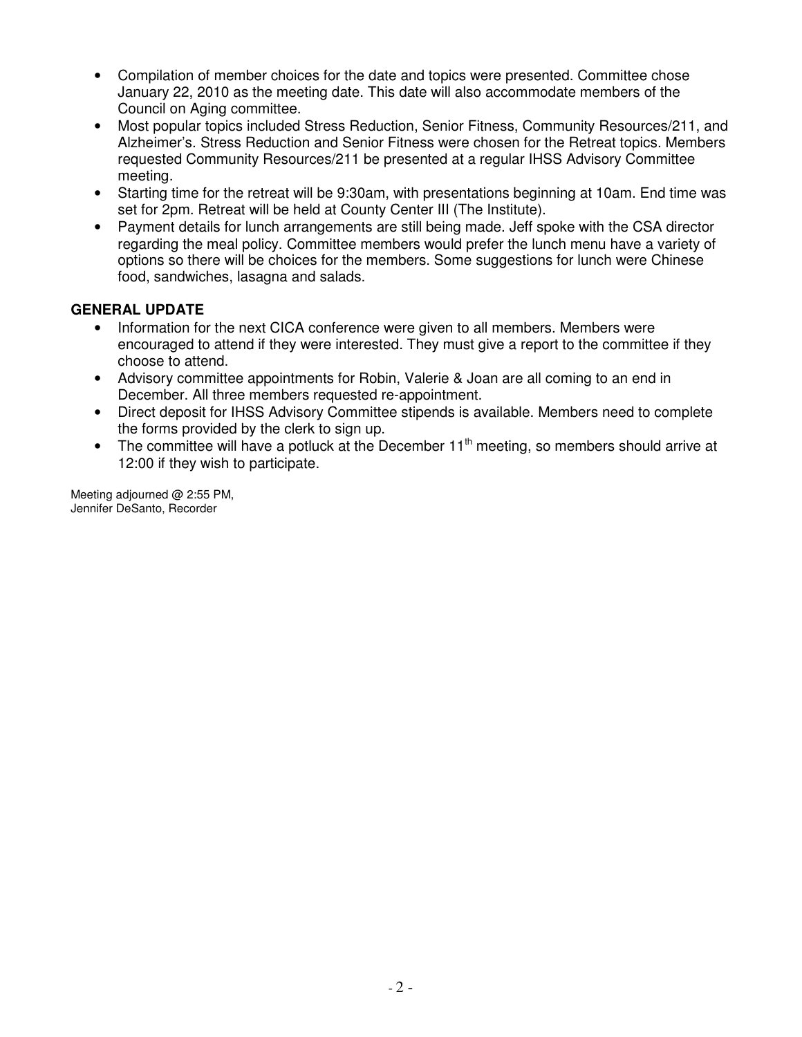- Compilation of member choices for the date and topics were presented. Committee chose January 22, 2010 as the meeting date. This date will also accommodate members of the Council on Aging committee.
- Most popular topics included Stress Reduction, Senior Fitness, Community Resources/211, and Alzheimer's. Stress Reduction and Senior Fitness were chosen for the Retreat topics. Members requested Community Resources/211 be presented at a regular IHSS Advisory Committee meeting.
- Starting time for the retreat will be 9:30am, with presentations beginning at 10am. End time was set for 2pm. Retreat will be held at County Center III (The Institute).
- Payment details for lunch arrangements are still being made. Jeff spoke with the CSA director regarding the meal policy. Committee members would prefer the lunch menu have a variety of options so there will be choices for the members. Some suggestions for lunch were Chinese food, sandwiches, lasagna and salads.

**GENERAL UPDATE**

- Information for the next CICA conference were given to all members. Members were encouraged to attend if they were interested. They must give a report to the committee if they choose to attend.
- Advisory committee appointments for Robin, Valerie & Joan are all coming to an end in December. All three members requested re-appointment.
- Direct deposit for IHSS Advisory Committee stipends is available. Members need to complete the forms provided by the clerk to sign up.
- The committee will have a potluck at the December 11th meeting, so members should arrive at 12:00 if they wish to participate.

Meeting adjourned @ 2:55 PM,
Jennifer DeSanto, Recorder